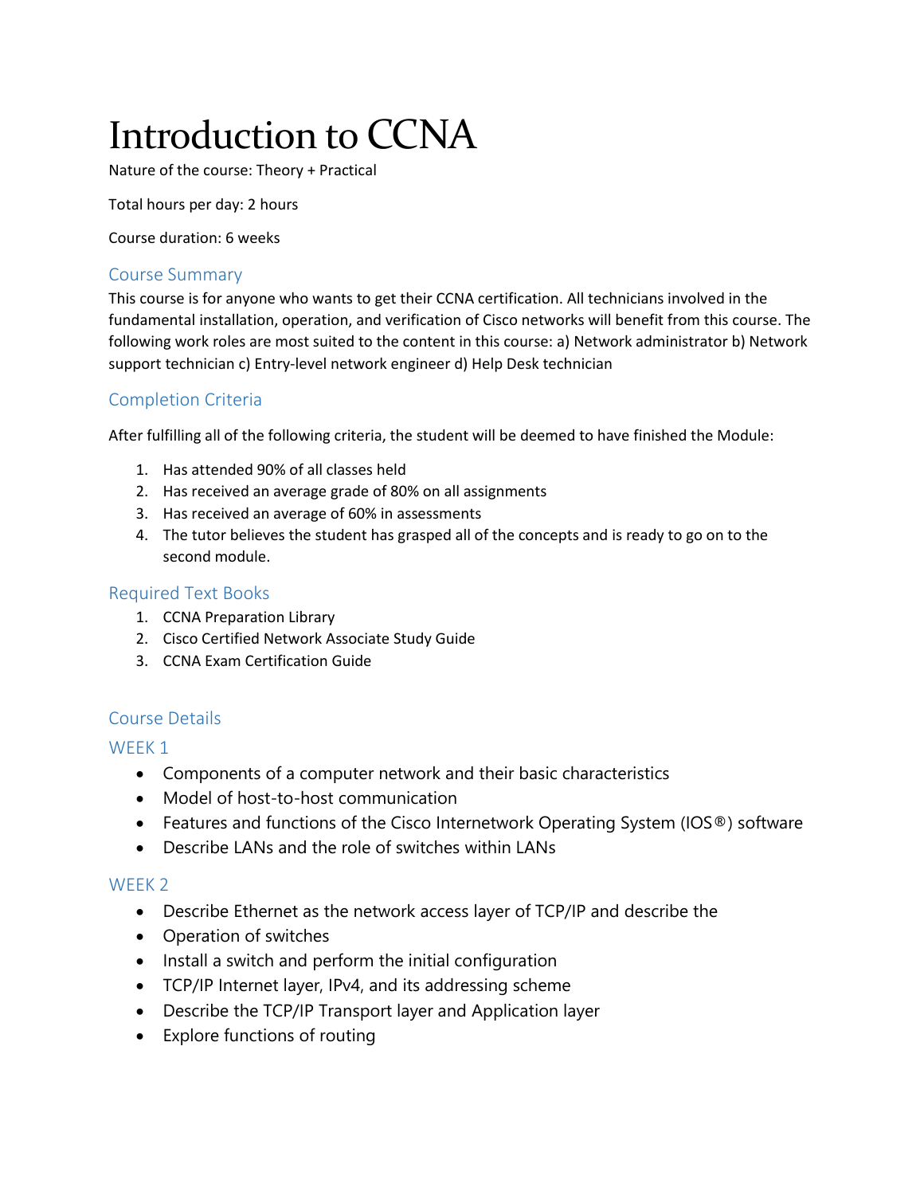# Introduction to CCNA

Nature of the course: Theory + Practical

Total hours per day: 2 hours

Course duration: 6 weeks

## Course Summary

This course is for anyone who wants to get their CCNA certification. All technicians involved in the fundamental installation, operation, and verification of Cisco networks will benefit from this course. The following work roles are most suited to the content in this course: a) Network administrator b) Network support technician c) Entry-level network engineer d) Help Desk technician

## Completion Criteria

After fulfilling all of the following criteria, the student will be deemed to have finished the Module:

1. Has attended 90% of all classes held
2. Has received an average grade of 80% on all assignments
3. Has received an average of 60% in assessments
4. The tutor believes the student has grasped all of the concepts and is ready to go on to the second module.

## Required Text Books

1. CCNA Preparation Library
2. Cisco Certified Network Associate Study Guide
3. CCNA Exam Certification Guide

## Course Details

### WEEK 1

- Components of a computer network and their basic characteristics
- Model of host-to-host communication
- Features and functions of the Cisco Internetwork Operating System (IOS®) software
- Describe LANs and the role of switches within LANs

### WEEK 2

- Describe Ethernet as the network access layer of TCP/IP and describe the
- Operation of switches
- Install a switch and perform the initial configuration
- TCP/IP Internet layer, IPv4, and its addressing scheme
- Describe the TCP/IP Transport layer and Application layer
- Explore functions of routing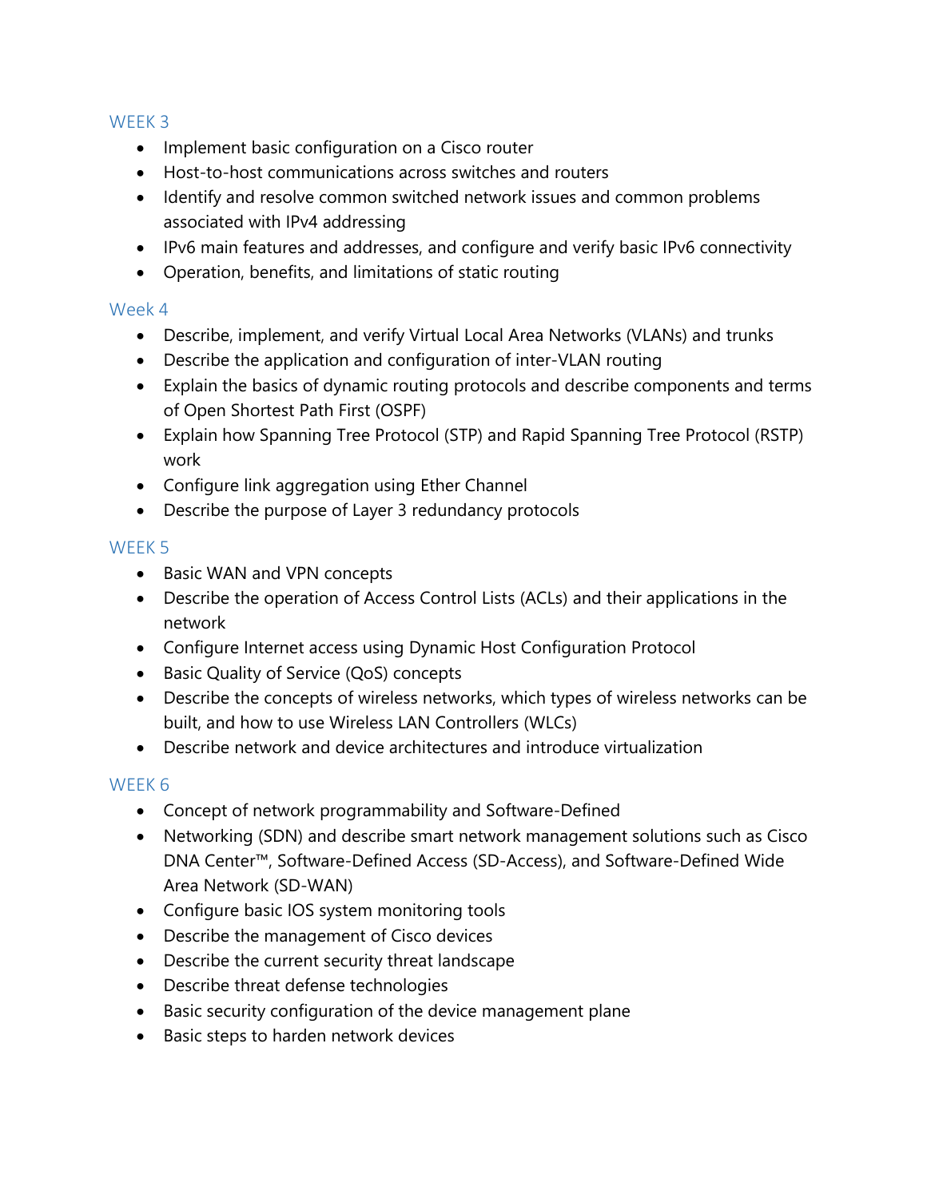## WEEK 3

- Implement basic configuration on a Cisco router
- Host-to-host communications across switches and routers
- Identify and resolve common switched network issues and common problems associated with IPv4 addressing
- IPv6 main features and addresses, and configure and verify basic IPv6 connectivity
- Operation, benefits, and limitations of static routing

## Week 4

- Describe, implement, and verify Virtual Local Area Networks (VLANs) and trunks
- Describe the application and configuration of inter-VLAN routing
- Explain the basics of dynamic routing protocols and describe components and terms of Open Shortest Path First (OSPF)
- Explain how Spanning Tree Protocol (STP) and Rapid Spanning Tree Protocol (RSTP) work
- Configure link aggregation using Ether Channel
- Describe the purpose of Layer 3 redundancy protocols

## WEEK 5

- Basic WAN and VPN concepts
- Describe the operation of Access Control Lists (ACLs) and their applications in the network
- Configure Internet access using Dynamic Host Configuration Protocol
- Basic Quality of Service (QoS) concepts
- Describe the concepts of wireless networks, which types of wireless networks can be built, and how to use Wireless LAN Controllers (WLCs)
- Describe network and device architectures and introduce virtualization

## WEEK 6

- Concept of network programmability and Software-Defined
- Networking (SDN) and describe smart network management solutions such as Cisco DNA Center™, Software-Defined Access (SD-Access), and Software-Defined Wide Area Network (SD-WAN)
- Configure basic IOS system monitoring tools
- Describe the management of Cisco devices
- Describe the current security threat landscape
- Describe threat defense technologies
- Basic security configuration of the device management plane
- Basic steps to harden network devices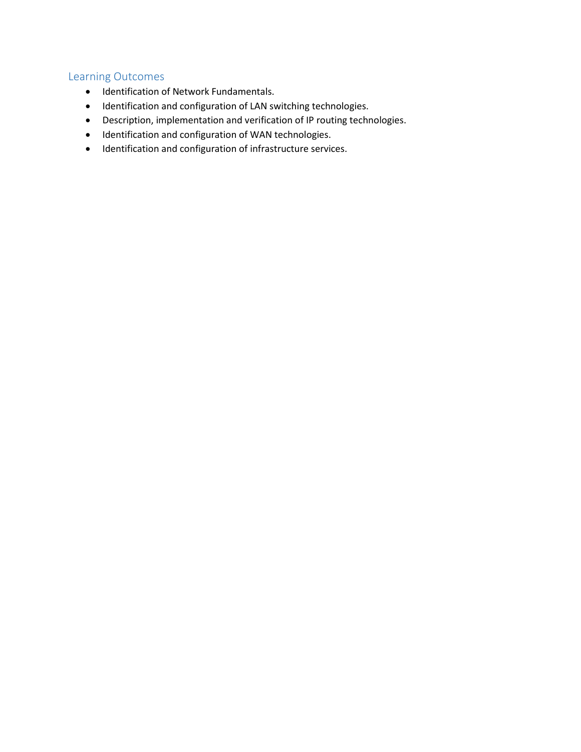## Learning Outcomes

- Identification of Network Fundamentals.
- Identification and configuration of LAN switching technologies.
- Description, implementation and verification of IP routing technologies.
- Identification and configuration of WAN technologies.
- Identification and configuration of infrastructure services.